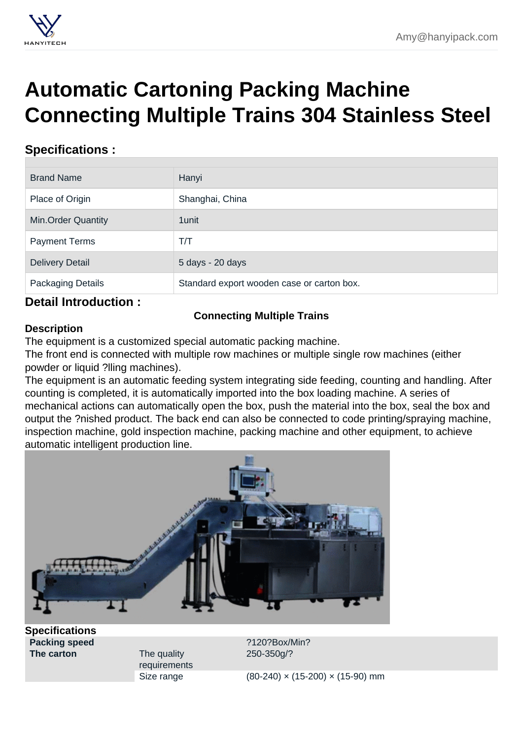# Automatic Cartoning Packing Machine Connecting Multiple Trains 304 Stainless Steel

## Specifications :

| | |
|---|---|
| Brand Name | Hanyi |
| Place of Origin | Shanghai, China |
| Min.Order Quantity | 1unit |
| Payment Terms | T/T |
| Delivery Detail | 5 days - 20 days |
| Packaging Details | Standard export wooden case or carton box. |

## Detail Introduction :

**Connecting Multiple Trains**

**Description**

The equipment is a customized special automatic packing machine.

The front end is connected with multiple row machines or multiple single row machines (either powder or liquid ?lling machines).

The equipment is an automatic feeding system integrating side feeding, counting and handling. After counting is completed, it is automatically imported into the box loading machine. A series of mechanical actions can automatically open the box, push the material into the box, seal the box and output the ?nished product. The back end can also be connected to code printing/spraying machine, inspection machine, gold inspection machine, packing machine and other equipment, to achieve automatic intelligent production line.

**Specifications**

| | | |
|---|---|---|
| **Packing speed** | | ?120?Box/Min? |
| **The carton** | The quality requirements | 250-350g/? |
| | Size range | (80-240) × (15-200) × (15-90) mm |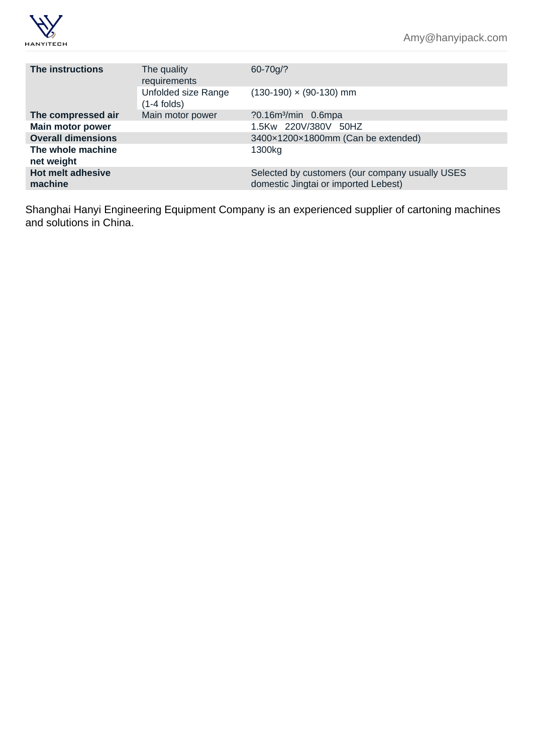| | | |
|---|---|---|
| **The instructions** | The quality requirements | 60-70g/? |
| | Unfolded size Range (1-4 folds) | (130-190) × (90-130) mm |
| **The compressed air** | Main motor power | ?0.16m³/min 0.6mpa |
| **Main motor power** | | 1.5Kw 220V/380V 50HZ |
| **Overall dimensions** | | 3400×1200×1800mm (Can be extended) |
| **The whole machine net weight** | | 1300kg |
| **Hot melt adhesive machine** | | Selected by customers (our company usually USES domestic Jingtai or imported Lebest) |

Shanghai Hanyi Engineering Equipment Company is an experienced supplier of cartoning machines and solutions in China.